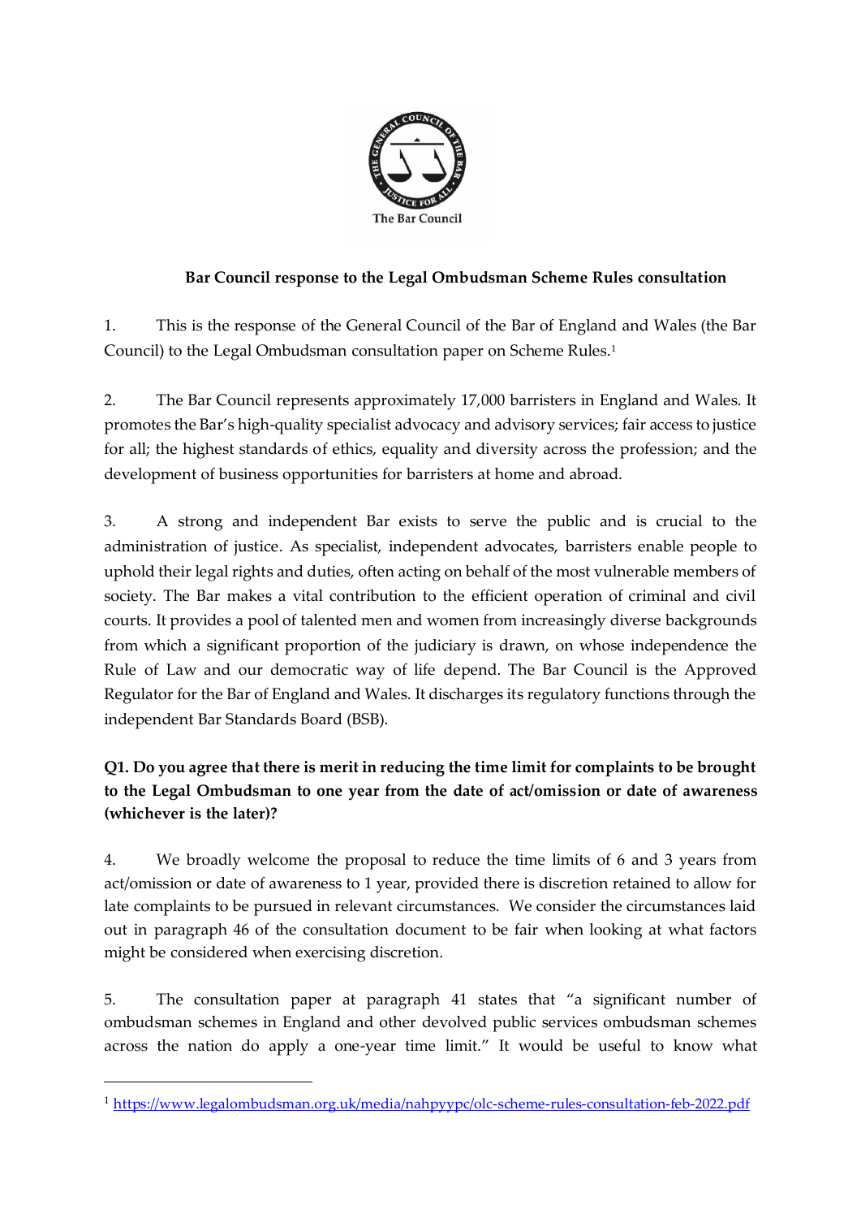**Bar Council response to the Legal Ombudsman Scheme Rules consultation**

1. This is the response of the General Council of the Bar of England and Wales (the Bar Council) to the Legal Ombudsman consultation paper on Scheme Rules.[1]

2. The Bar Council represents approximately 17,000 barristers in England and Wales. It promotes the Bar's high-quality specialist advocacy and advisory services; fair access to justice for all; the highest standards of ethics, equality and diversity across the profession; and the development of business opportunities for barristers at home and abroad.

3. A strong and independent Bar exists to serve the public and is crucial to the administration of justice. As specialist, independent advocates, barristers enable people to uphold their legal rights and duties, often acting on behalf of the most vulnerable members of society. The Bar makes a vital contribution to the efficient operation of criminal and civil courts. It provides a pool of talented men and women from increasingly diverse backgrounds from which a significant proportion of the judiciary is drawn, on whose independence the Rule of Law and our democratic way of life depend. The Bar Council is the Approved Regulator for the Bar of England and Wales. It discharges its regulatory functions through the independent Bar Standards Board (BSB).

**Q1. Do you agree that there is merit in reducing the time limit for complaints to be brought to the Legal Ombudsman to one year from the date of act/omission or date of awareness (whichever is the later)?**

4. We broadly welcome the proposal to reduce the time limits of 6 and 3 years from act/omission or date of awareness to 1 year, provided there is discretion retained to allow for late complaints to be pursued in relevant circumstances. We consider the circumstances laid out in paragraph 46 of the consultation document to be fair when looking at what factors might be considered when exercising discretion.

5. The consultation paper at paragraph 41 states that "a significant number of ombudsman schemes in England and other devolved public services ombudsman schemes across the nation do apply a one-year time limit." It would be useful to know what

---

[1] https://www.legalombudsman.org.uk/media/nahpyypc/olc-scheme-rules-consultation-feb-2022.pdf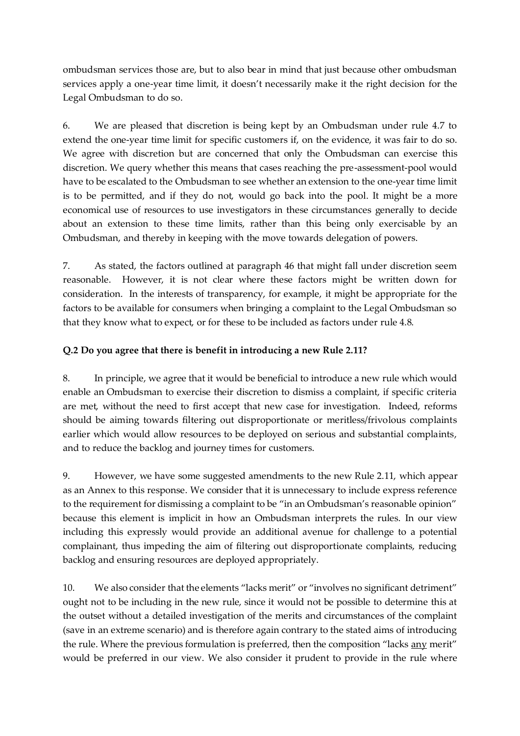ombudsman services those are, but to also bear in mind that just because other ombudsman services apply a one-year time limit, it doesn't necessarily make it the right decision for the Legal Ombudsman to do so.

6. We are pleased that discretion is being kept by an Ombudsman under rule 4.7 to extend the one-year time limit for specific customers if, on the evidence, it was fair to do so. We agree with discretion but are concerned that only the Ombudsman can exercise this discretion. We query whether this means that cases reaching the pre-assessment-pool would have to be escalated to the Ombudsman to see whether an extension to the one-year time limit is to be permitted, and if they do not, would go back into the pool. It might be a more economical use of resources to use investigators in these circumstances generally to decide about an extension to these time limits, rather than this being only exercisable by an Ombudsman, and thereby in keeping with the move towards delegation of powers.

7. As stated, the factors outlined at paragraph 46 that might fall under discretion seem reasonable. However, it is not clear where these factors might be written down for consideration. In the interests of transparency, for example, it might be appropriate for the factors to be available for consumers when bringing a complaint to the Legal Ombudsman so that they know what to expect, or for these to be included as factors under rule 4.8.

**Q.2 Do you agree that there is benefit in introducing a new Rule 2.11?**

8. In principle, we agree that it would be beneficial to introduce a new rule which would enable an Ombudsman to exercise their discretion to dismiss a complaint, if specific criteria are met, without the need to first accept that new case for investigation. Indeed, reforms should be aiming towards filtering out disproportionate or meritless/frivolous complaints earlier which would allow resources to be deployed on serious and substantial complaints, and to reduce the backlog and journey times for customers.

9. However, we have some suggested amendments to the new Rule 2.11, which appear as an Annex to this response. We consider that it is unnecessary to include express reference to the requirement for dismissing a complaint to be "in an Ombudsman's reasonable opinion" because this element is implicit in how an Ombudsman interprets the rules. In our view including this expressly would provide an additional avenue for challenge to a potential complainant, thus impeding the aim of filtering out disproportionate complaints, reducing backlog and ensuring resources are deployed appropriately.

10. We also consider that the elements "lacks merit" or "involves no significant detriment" ought not to be including in the new rule, since it would not be possible to determine this at the outset without a detailed investigation of the merits and circumstances of the complaint (save in an extreme scenario) and is therefore again contrary to the stated aims of introducing the rule. Where the previous formulation is preferred, then the composition "lacks <u>any</u> merit" would be preferred in our view. We also consider it prudent to provide in the rule where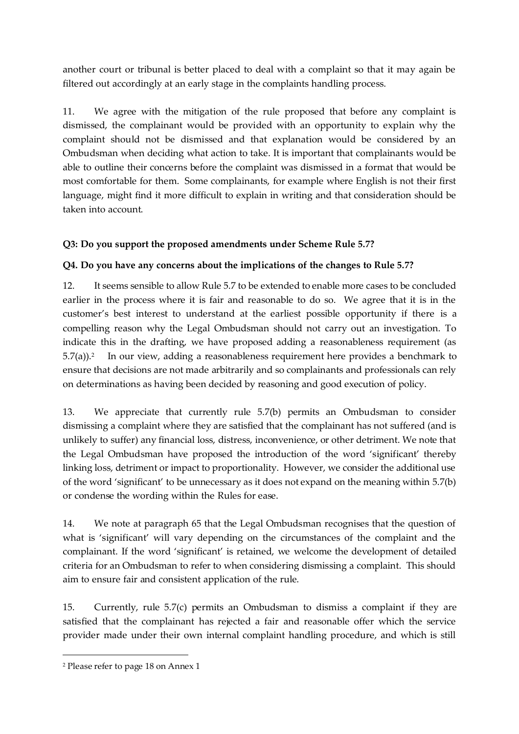another court or tribunal is better placed to deal with a complaint so that it may again be filtered out accordingly at an early stage in the complaints handling process.

11. We agree with the mitigation of the rule proposed that before any complaint is dismissed, the complainant would be provided with an opportunity to explain why the complaint should not be dismissed and that explanation would be considered by an Ombudsman when deciding what action to take. It is important that complainants would be able to outline their concerns before the complaint was dismissed in a format that would be most comfortable for them. Some complainants, for example where English is not their first language, might find it more difficult to explain in writing and that consideration should be taken into account.

**Q3: Do you support the proposed amendments under Scheme Rule 5.7?**

**Q4. Do you have any concerns about the implications of the changes to Rule 5.7?**

12. It seems sensible to allow Rule 5.7 to be extended to enable more cases to be concluded earlier in the process where it is fair and reasonable to do so. We agree that it is in the customer's best interest to understand at the earliest possible opportunity if there is a compelling reason why the Legal Ombudsman should not carry out an investigation. To indicate this in the drafting, we have proposed adding a reasonableness requirement (as 5.7(a)).[2] In our view, adding a reasonableness requirement here provides a benchmark to ensure that decisions are not made arbitrarily and so complainants and professionals can rely on determinations as having been decided by reasoning and good execution of policy.

13. We appreciate that currently rule 5.7(b) permits an Ombudsman to consider dismissing a complaint where they are satisfied that the complainant has not suffered (and is unlikely to suffer) any financial loss, distress, inconvenience, or other detriment. We note that the Legal Ombudsman have proposed the introduction of the word 'significant' thereby linking loss, detriment or impact to proportionality. However, we consider the additional use of the word 'significant' to be unnecessary as it does not expand on the meaning within 5.7(b) or condense the wording within the Rules for ease.

14. We note at paragraph 65 that the Legal Ombudsman recognises that the question of what is 'significant' will vary depending on the circumstances of the complaint and the complainant. If the word 'significant' is retained, we welcome the development of detailed criteria for an Ombudsman to refer to when considering dismissing a complaint. This should aim to ensure fair and consistent application of the rule.

15. Currently, rule 5.7(c) permits an Ombudsman to dismiss a complaint if they are satisfied that the complainant has rejected a fair and reasonable offer which the service provider made under their own internal complaint handling procedure, and which is still

---

[2] Please refer to page 18 on Annex 1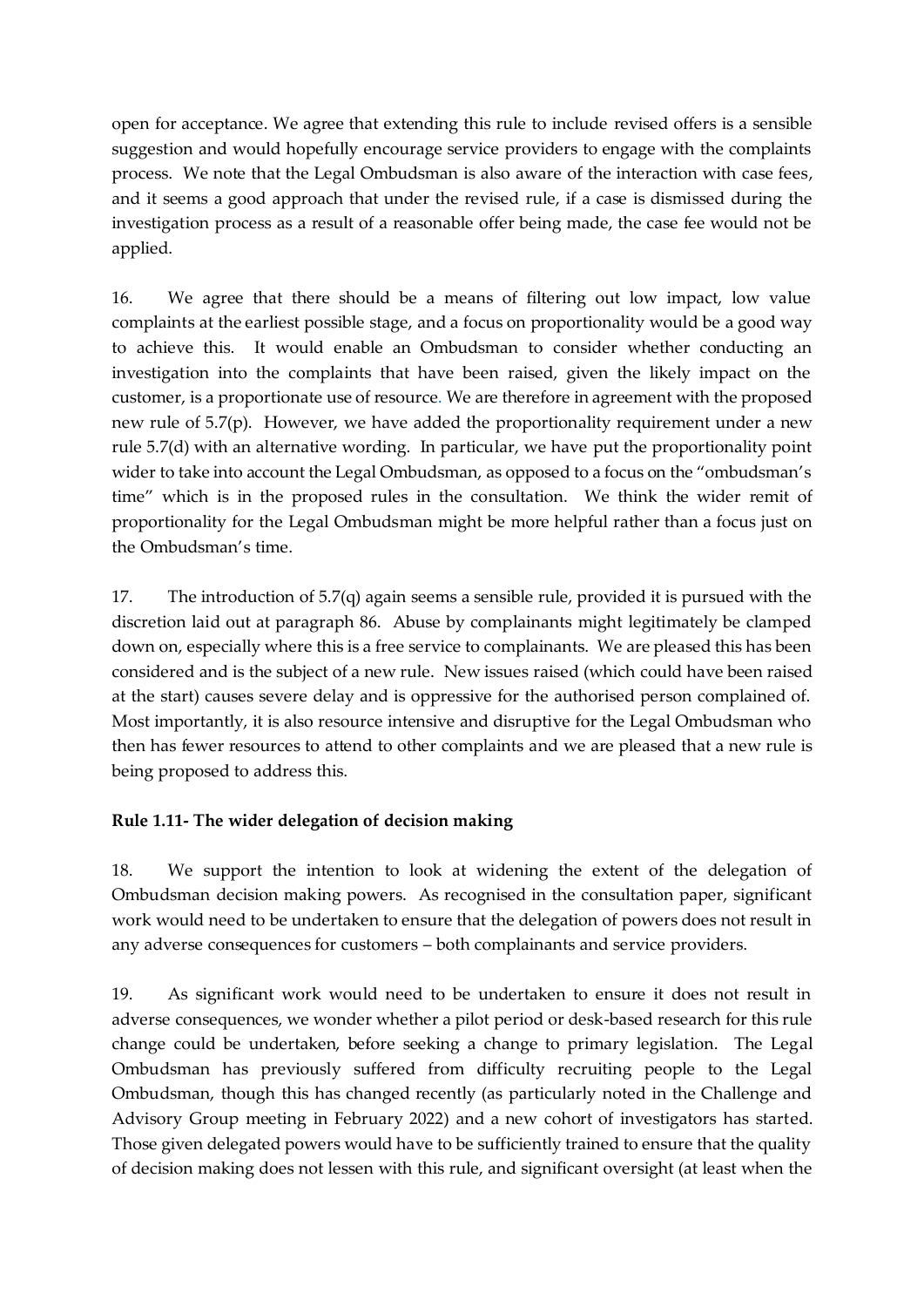open for acceptance. We agree that extending this rule to include revised offers is a sensible suggestion and would hopefully encourage service providers to engage with the complaints process. We note that the Legal Ombudsman is also aware of the interaction with case fees, and it seems a good approach that under the revised rule, if a case is dismissed during the investigation process as a result of a reasonable offer being made, the case fee would not be applied.

16. We agree that there should be a means of filtering out low impact, low value complaints at the earliest possible stage, and a focus on proportionality would be a good way to achieve this. It would enable an Ombudsman to consider whether conducting an investigation into the complaints that have been raised, given the likely impact on the customer, is a proportionate use of resource. We are therefore in agreement with the proposed new rule of 5.7(p). However, we have added the proportionality requirement under a new rule 5.7(d) with an alternative wording. In particular, we have put the proportionality point wider to take into account the Legal Ombudsman, as opposed to a focus on the "ombudsman's time" which is in the proposed rules in the consultation. We think the wider remit of proportionality for the Legal Ombudsman might be more helpful rather than a focus just on the Ombudsman's time.

17. The introduction of 5.7(q) again seems a sensible rule, provided it is pursued with the discretion laid out at paragraph 86. Abuse by complainants might legitimately be clamped down on, especially where this is a free service to complainants. We are pleased this has been considered and is the subject of a new rule. New issues raised (which could have been raised at the start) causes severe delay and is oppressive for the authorised person complained of. Most importantly, it is also resource intensive and disruptive for the Legal Ombudsman who then has fewer resources to attend to other complaints and we are pleased that a new rule is being proposed to address this.

**Rule 1.11- The wider delegation of decision making**

18. We support the intention to look at widening the extent of the delegation of Ombudsman decision making powers. As recognised in the consultation paper, significant work would need to be undertaken to ensure that the delegation of powers does not result in any adverse consequences for customers – both complainants and service providers.

19. As significant work would need to be undertaken to ensure it does not result in adverse consequences, we wonder whether a pilot period or desk-based research for this rule change could be undertaken, before seeking a change to primary legislation. The Legal Ombudsman has previously suffered from difficulty recruiting people to the Legal Ombudsman, though this has changed recently (as particularly noted in the Challenge and Advisory Group meeting in February 2022) and a new cohort of investigators has started. Those given delegated powers would have to be sufficiently trained to ensure that the quality of decision making does not lessen with this rule, and significant oversight (at least when the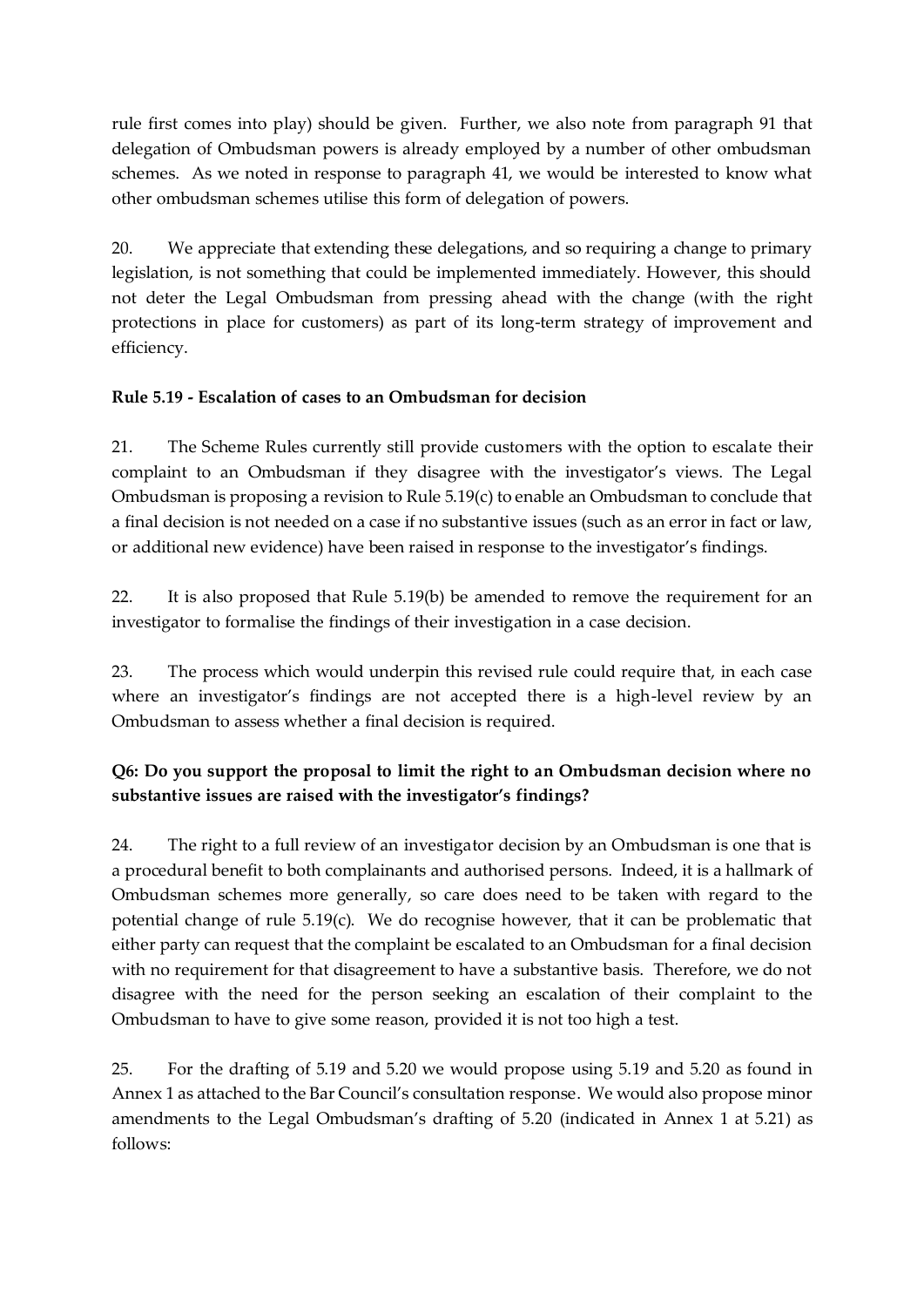rule first comes into play) should be given. Further, we also note from paragraph 91 that delegation of Ombudsman powers is already employed by a number of other ombudsman schemes. As we noted in response to paragraph 41, we would be interested to know what other ombudsman schemes utilise this form of delegation of powers.

20. We appreciate that extending these delegations, and so requiring a change to primary legislation, is not something that could be implemented immediately. However, this should not deter the Legal Ombudsman from pressing ahead with the change (with the right protections in place for customers) as part of its long-term strategy of improvement and efficiency.

**Rule 5.19 - Escalation of cases to an Ombudsman for decision**

21. The Scheme Rules currently still provide customers with the option to escalate their complaint to an Ombudsman if they disagree with the investigator's views. The Legal Ombudsman is proposing a revision to Rule 5.19(c) to enable an Ombudsman to conclude that a final decision is not needed on a case if no substantive issues (such as an error in fact or law, or additional new evidence) have been raised in response to the investigator's findings.

22. It is also proposed that Rule 5.19(b) be amended to remove the requirement for an investigator to formalise the findings of their investigation in a case decision.

23. The process which would underpin this revised rule could require that, in each case where an investigator's findings are not accepted there is a high-level review by an Ombudsman to assess whether a final decision is required.

**Q6: Do you support the proposal to limit the right to an Ombudsman decision where no substantive issues are raised with the investigator's findings?**

24. The right to a full review of an investigator decision by an Ombudsman is one that is a procedural benefit to both complainants and authorised persons. Indeed, it is a hallmark of Ombudsman schemes more generally, so care does need to be taken with regard to the potential change of rule 5.19(c). We do recognise however, that it can be problematic that either party can request that the complaint be escalated to an Ombudsman for a final decision with no requirement for that disagreement to have a substantive basis. Therefore, we do not disagree with the need for the person seeking an escalation of their complaint to the Ombudsman to have to give some reason, provided it is not too high a test.

25. For the drafting of 5.19 and 5.20 we would propose using 5.19 and 5.20 as found in Annex 1 as attached to the Bar Council's consultation response. We would also propose minor amendments to the Legal Ombudsman's drafting of 5.20 (indicated in Annex 1 at 5.21) as follows: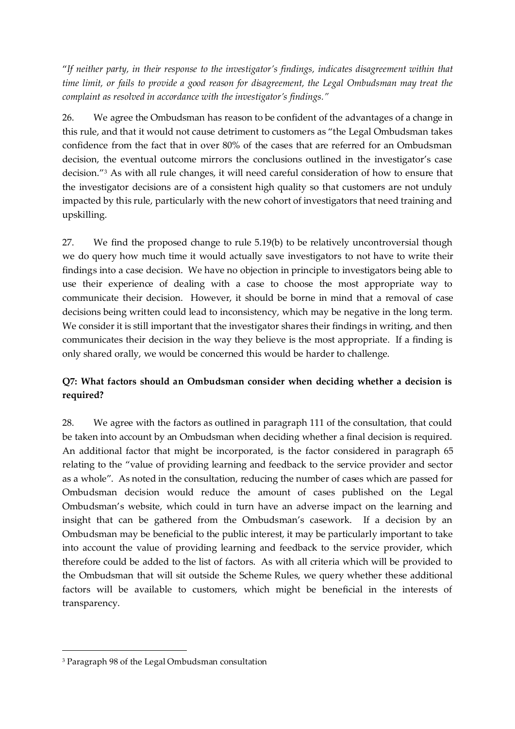"*If neither party, in their response to the investigator's findings, indicates disagreement within that time limit, or fails to provide a good reason for disagreement, the Legal Ombudsman may treat the complaint as resolved in accordance with the investigator's findings.*"

26. We agree the Ombudsman has reason to be confident of the advantages of a change in this rule, and that it would not cause detriment to customers as "the Legal Ombudsman takes confidence from the fact that in over 80% of the cases that are referred for an Ombudsman decision, the eventual outcome mirrors the conclusions outlined in the investigator's case decision."[3] As with all rule changes, it will need careful consideration of how to ensure that the investigator decisions are of a consistent high quality so that customers are not unduly impacted by this rule, particularly with the new cohort of investigators that need training and upskilling.

27. We find the proposed change to rule 5.19(b) to be relatively uncontroversial though we do query how much time it would actually save investigators to not have to write their findings into a case decision. We have no objection in principle to investigators being able to use their experience of dealing with a case to choose the most appropriate way to communicate their decision. However, it should be borne in mind that a removal of case decisions being written could lead to inconsistency, which may be negative in the long term. We consider it is still important that the investigator shares their findings in writing, and then communicates their decision in the way they believe is the most appropriate. If a finding is only shared orally, we would be concerned this would be harder to challenge.

## Q7: What factors should an Ombudsman consider when deciding whether a decision is required?

28. We agree with the factors as outlined in paragraph 111 of the consultation, that could be taken into account by an Ombudsman when deciding whether a final decision is required. An additional factor that might be incorporated, is the factor considered in paragraph 65 relating to the "value of providing learning and feedback to the service provider and sector as a whole". As noted in the consultation, reducing the number of cases which are passed for Ombudsman decision would reduce the amount of cases published on the Legal Ombudsman's website, which could in turn have an adverse impact on the learning and insight that can be gathered from the Ombudsman's casework. If a decision by an Ombudsman may be beneficial to the public interest, it may be particularly important to take into account the value of providing learning and feedback to the service provider, which therefore could be added to the list of factors. As with all criteria which will be provided to the Ombudsman that will sit outside the Scheme Rules, we query whether these additional factors will be available to customers, which might be beneficial in the interests of transparency.

---

[3] Paragraph 98 of the Legal Ombudsman consultation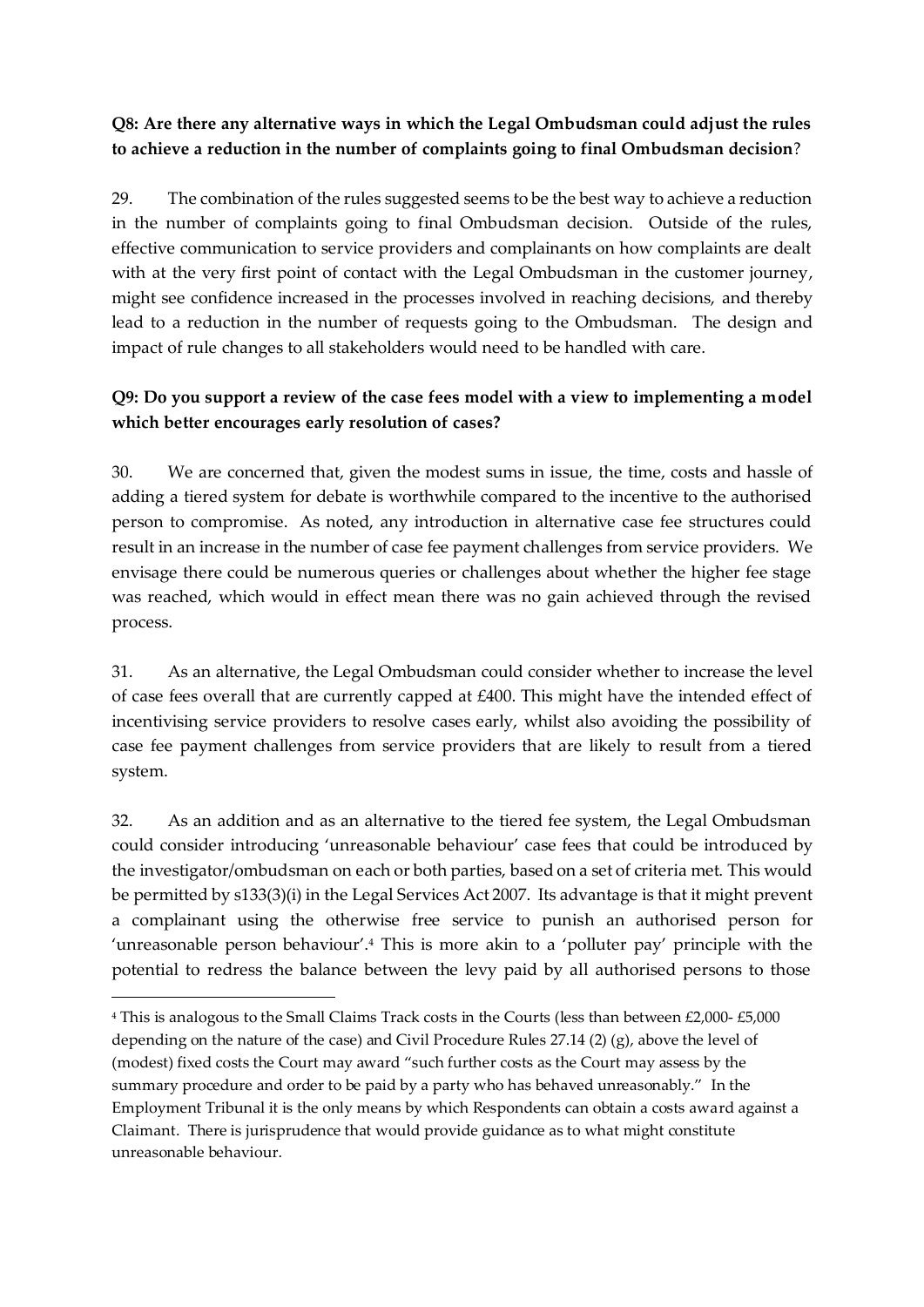**Q8: Are there any alternative ways in which the Legal Ombudsman could adjust the rules to achieve a reduction in the number of complaints going to final Ombudsman decision**?

29. The combination of the rules suggested seems to be the best way to achieve a reduction in the number of complaints going to final Ombudsman decision. Outside of the rules, effective communication to service providers and complainants on how complaints are dealt with at the very first point of contact with the Legal Ombudsman in the customer journey, might see confidence increased in the processes involved in reaching decisions, and thereby lead to a reduction in the number of requests going to the Ombudsman. The design and impact of rule changes to all stakeholders would need to be handled with care.

**Q9: Do you support a review of the case fees model with a view to implementing a model which better encourages early resolution of cases?**

30. We are concerned that, given the modest sums in issue, the time, costs and hassle of adding a tiered system for debate is worthwhile compared to the incentive to the authorised person to compromise. As noted, any introduction in alternative case fee structures could result in an increase in the number of case fee payment challenges from service providers. We envisage there could be numerous queries or challenges about whether the higher fee stage was reached, which would in effect mean there was no gain achieved through the revised process.

31. As an alternative, the Legal Ombudsman could consider whether to increase the level of case fees overall that are currently capped at £400. This might have the intended effect of incentivising service providers to resolve cases early, whilst also avoiding the possibility of case fee payment challenges from service providers that are likely to result from a tiered system.

32. As an addition and as an alternative to the tiered fee system, the Legal Ombudsman could consider introducing 'unreasonable behaviour' case fees that could be introduced by the investigator/ombudsman on each or both parties, based on a set of criteria met. This would be permitted by s133(3)(i) in the Legal Services Act 2007. Its advantage is that it might prevent a complainant using the otherwise free service to punish an authorised person for 'unreasonable person behaviour'.[4] This is more akin to a 'polluter pay' principle with the potential to redress the balance between the levy paid by all authorised persons to those

---

[4] This is analogous to the Small Claims Track costs in the Courts (less than between £2,000- £5,000 depending on the nature of the case) and Civil Procedure Rules 27.14 (2) (g), above the level of (modest) fixed costs the Court may award "such further costs as the Court may assess by the summary procedure and order to be paid by a party who has behaved unreasonably." In the Employment Tribunal it is the only means by which Respondents can obtain a costs award against a Claimant. There is jurisprudence that would provide guidance as to what might constitute unreasonable behaviour.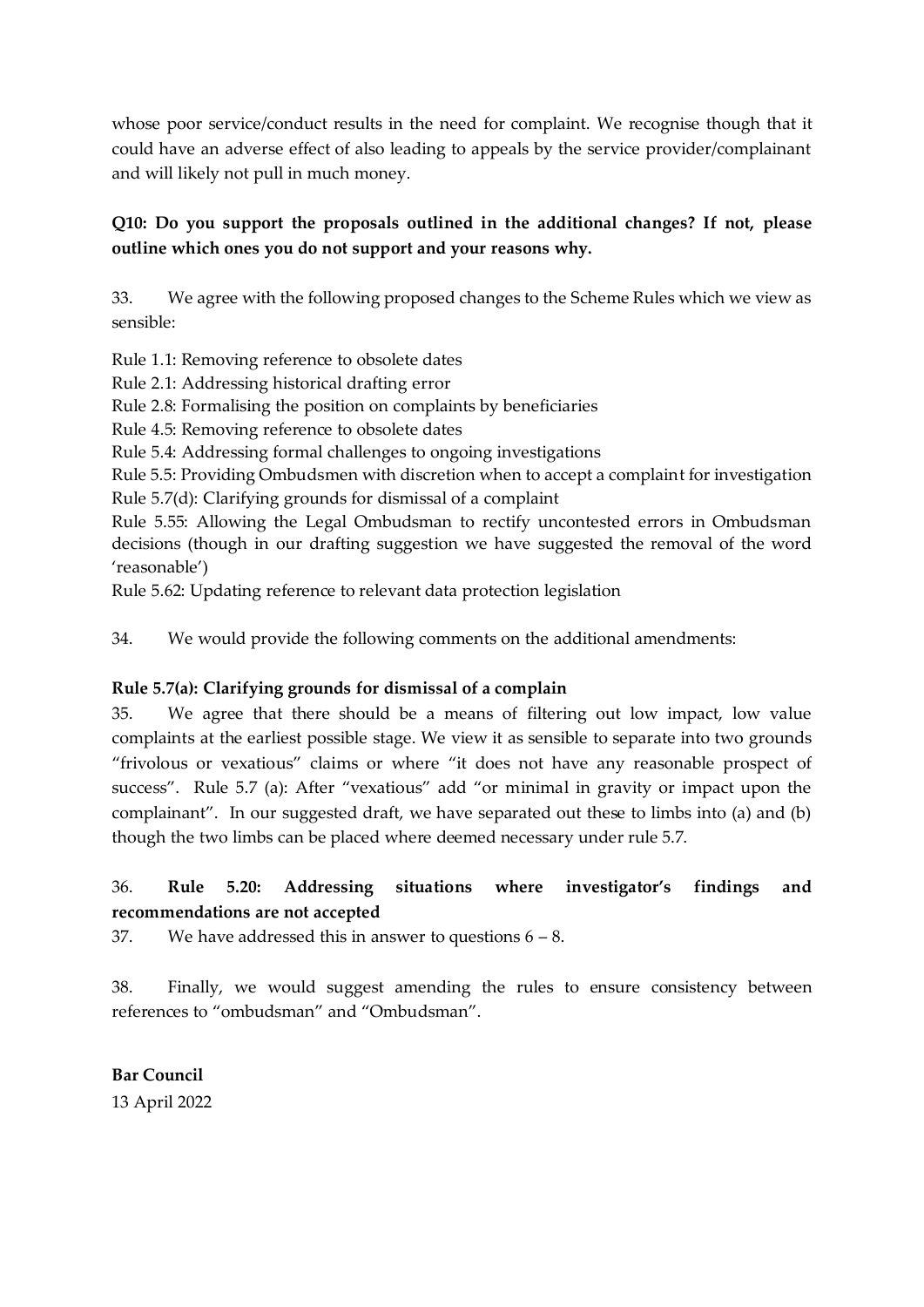whose poor service/conduct results in the need for complaint. We recognise though that it could have an adverse effect of also leading to appeals by the service provider/complainant and will likely not pull in much money.

**Q10: Do you support the proposals outlined in the additional changes? If not, please outline which ones you do not support and your reasons why.**

33. We agree with the following proposed changes to the Scheme Rules which we view as sensible:

Rule 1.1: Removing reference to obsolete dates
Rule 2.1: Addressing historical drafting error
Rule 2.8: Formalising the position on complaints by beneficiaries
Rule 4.5: Removing reference to obsolete dates
Rule 5.4: Addressing formal challenges to ongoing investigations
Rule 5.5: Providing Ombudsmen with discretion when to accept a complaint for investigation
Rule 5.7(d): Clarifying grounds for dismissal of a complaint
Rule 5.55: Allowing the Legal Ombudsman to rectify uncontested errors in Ombudsman decisions (though in our drafting suggestion we have suggested the removal of the word 'reasonable')
Rule 5.62: Updating reference to relevant data protection legislation

34. We would provide the following comments on the additional amendments:

**Rule 5.7(a): Clarifying grounds for dismissal of a complain**

35. We agree that there should be a means of filtering out low impact, low value complaints at the earliest possible stage. We view it as sensible to separate into two grounds "frivolous or vexatious" claims or where "it does not have any reasonable prospect of success". Rule 5.7 (a): After "vexatious" add "or minimal in gravity or impact upon the complainant". In our suggested draft, we have separated out these to limbs into (a) and (b) though the two limbs can be placed where deemed necessary under rule 5.7.

36. **Rule 5.20: Addressing situations where investigator's findings and recommendations are not accepted**

37. We have addressed this in answer to questions 6 – 8.

38. Finally, we would suggest amending the rules to ensure consistency between references to "ombudsman" and "Ombudsman".

**Bar Council**
13 April 2022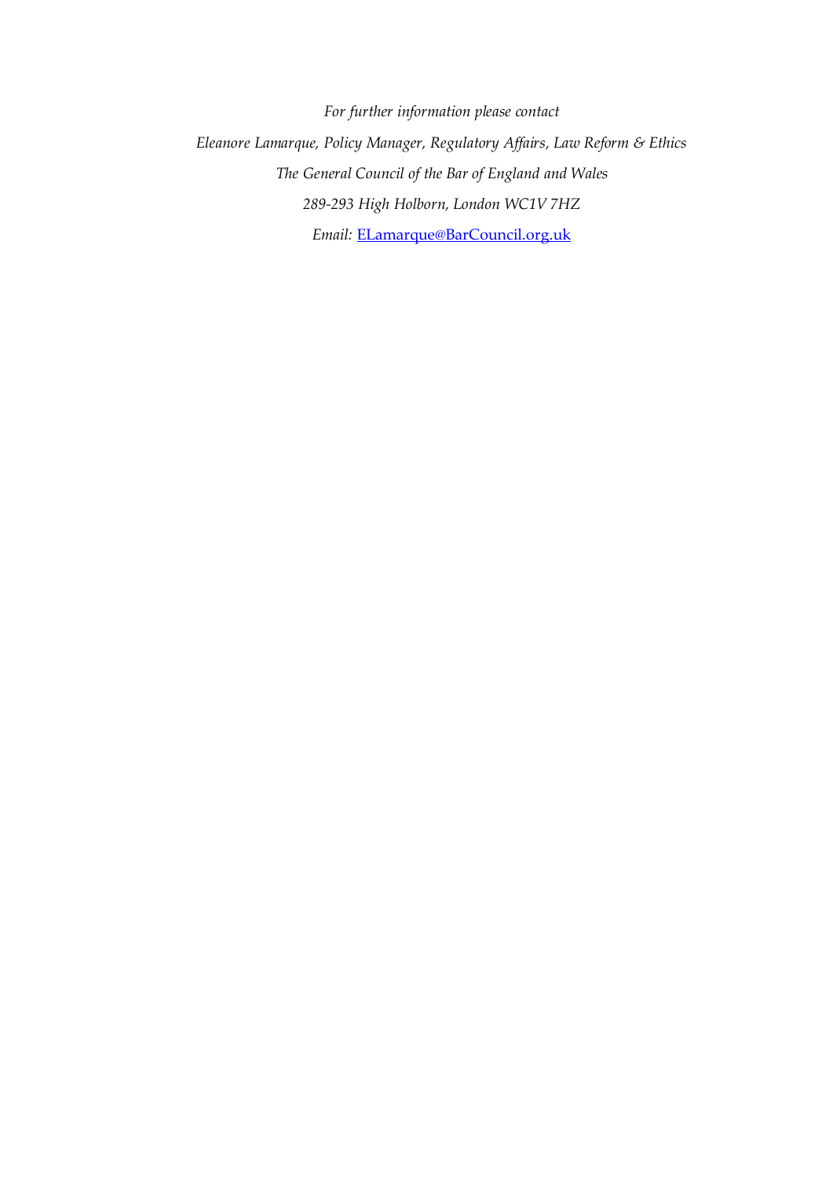*For further information please contact*

*Eleanore Lamarque, Policy Manager, Regulatory Affairs, Law Reform & Ethics*

*The General Council of the Bar of England and Wales*

*289-293 High Holborn, London WC1V 7HZ*

*Email:* [ELamarque@BarCouncil.org.uk](mailto:ELamarque@BarCouncil.org.uk)